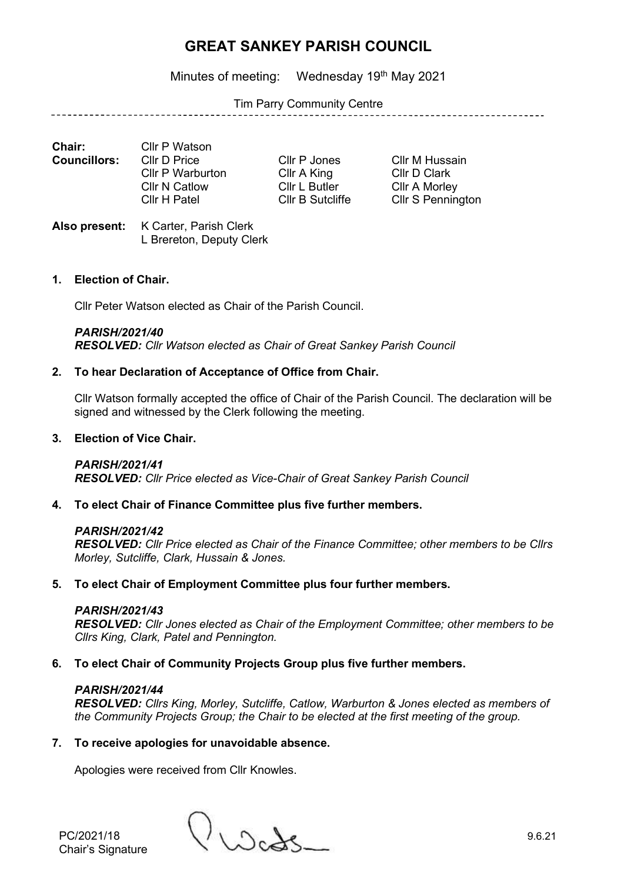# GREAT SANKEY PARISH COUNCIL

Minutes of meeting: Wednesday 19th May 2021

Tim Parry Community Centre

| | | | |
|---|---|---|---|
| **Chair:** | Cllr P Watson | | |
| **Councillors:** | Cllr D Price | Cllr P Jones | Cllr M Hussain |
| | Cllr P Warburton | Cllr A King | Cllr D Clark |
| | Cllr N Catlow | Cllr L Butler | Cllr A Morley |
| | Cllr H Patel | Cllr B Sutcliffe | Cllr S Pennington |

**Also present:** K Carter, Parish Clerk
L Brereton, Deputy Clerk

**1. Election of Chair.**

Cllr Peter Watson elected as Chair of the Parish Council.

***PARISH/2021/40***
***RESOLVED:*** *Cllr Watson elected as Chair of Great Sankey Parish Council*

**2. To hear Declaration of Acceptance of Office from Chair.**

Cllr Watson formally accepted the office of Chair of the Parish Council. The declaration will be signed and witnessed by the Clerk following the meeting.

**3. Election of Vice Chair.**

***PARISH/2021/41***
***RESOLVED:*** *Cllr Price elected as Vice-Chair of Great Sankey Parish Council*

**4. To elect Chair of Finance Committee plus five further members.**

***PARISH/2021/42***
***RESOLVED:*** *Cllr Price elected as Chair of the Finance Committee; other members to be Cllrs Morley, Sutcliffe, Clark, Hussain & Jones.*

**5. To elect Chair of Employment Committee plus four further members.**

***PARISH/2021/43***
***RESOLVED:*** *Cllr Jones elected as Chair of the Employment Committee; other members to be Cllrs King, Clark, Patel and Pennington.*

**6. To elect Chair of Community Projects Group plus five further members.**

***PARISH/2021/44***
***RESOLVED:*** *Cllrs King, Morley, Sutcliffe, Catlow, Warburton & Jones elected as members of the Community Projects Group; the Chair to be elected at the first meeting of the group.*

**7. To receive apologies for unavoidable absence.**

Apologies were received from Cllr Knowles.

PC/2021/18
Chair's Signature 9.6.21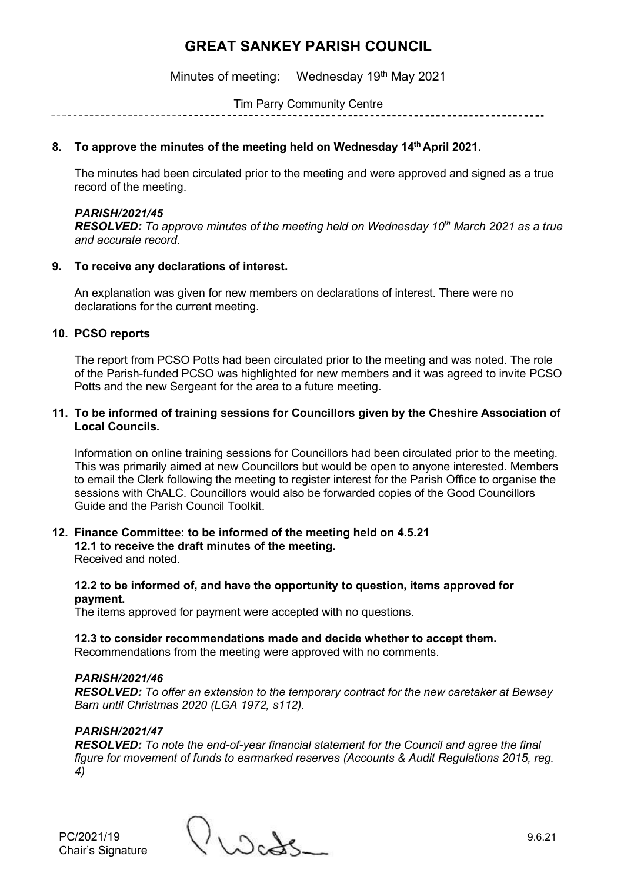# GREAT SANKEY PARISH COUNCIL

Minutes of meeting: Wednesday 19th May 2021

Tim Parry Community Centre

**8. To approve the minutes of the meeting held on Wednesday 14th April 2021.**

The minutes had been circulated prior to the meeting and were approved and signed as a true record of the meeting.

***PARISH/2021/45***
***RESOLVED:*** *To approve minutes of the meeting held on Wednesday 10th March 2021 as a true and accurate record.*

**9. To receive any declarations of interest.**

An explanation was given for new members on declarations of interest. There were no declarations for the current meeting.

**10. PCSO reports**

The report from PCSO Potts had been circulated prior to the meeting and was noted. The role of the Parish-funded PCSO was highlighted for new members and it was agreed to invite PCSO Potts and the new Sergeant for the area to a future meeting.

**11. To be informed of training sessions for Councillors given by the Cheshire Association of Local Councils.**

Information on online training sessions for Councillors had been circulated prior to the meeting. This was primarily aimed at new Councillors but would be open to anyone interested. Members to email the Clerk following the meeting to register interest for the Parish Office to organise the sessions with ChALC. Councillors would also be forwarded copies of the Good Councillors Guide and the Parish Council Toolkit.

**12. Finance Committee: to be informed of the meeting held on 4.5.21**
**12.1 to receive the draft minutes of the meeting.**
Received and noted.

**12.2 to be informed of, and have the opportunity to question, items approved for payment.**
The items approved for payment were accepted with no questions.

**12.3 to consider recommendations made and decide whether to accept them.**
Recommendations from the meeting were approved with no comments.

***PARISH/2021/46***
***RESOLVED:*** *To offer an extension to the temporary contract for the new caretaker at Bewsey Barn until Christmas 2020 (LGA 1972, s112).*

***PARISH/2021/47***
***RESOLVED:*** *To note the end-of-year financial statement for the Council and agree the final figure for movement of funds to earmarked reserves (Accounts & Audit Regulations 2015, reg. 4)*

PC/2021/19
Chair's Signature

9.6.21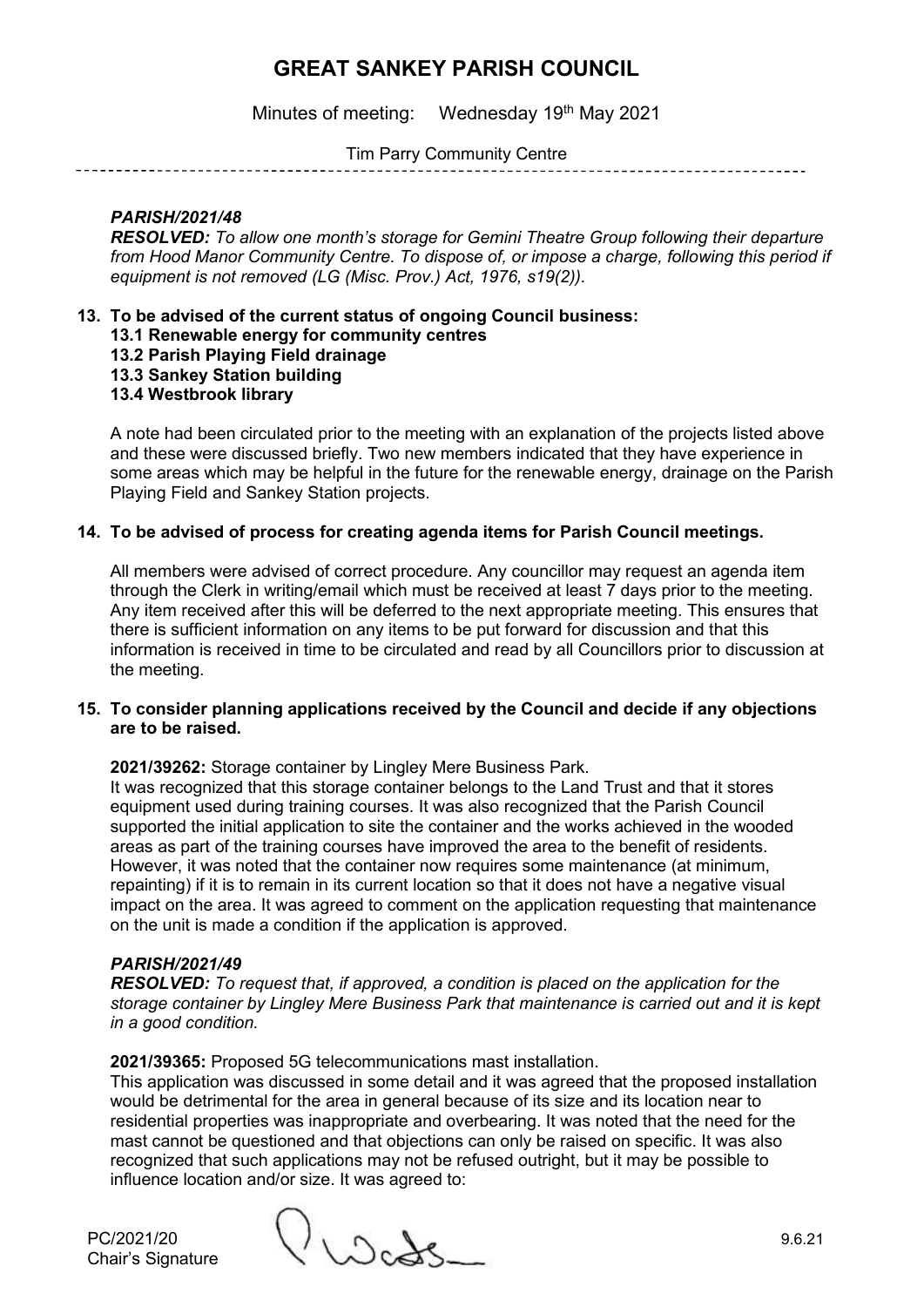# GREAT SANKEY PARISH COUNCIL

Minutes of meeting: Wednesday 19th May 2021

Tim Parry Community Centre

***PARISH/2021/48***

***RESOLVED:*** *To allow one month's storage for Gemini Theatre Group following their departure from Hood Manor Community Centre. To dispose of, or impose a charge, following this period if equipment is not removed (LG (Misc. Prov.) Act, 1976, s19(2)).*

**13. To be advised of the current status of ongoing Council business:**
**13.1 Renewable energy for community centres**
**13.2 Parish Playing Field drainage**
**13.3 Sankey Station building**
**13.4 Westbrook library**

A note had been circulated prior to the meeting with an explanation of the projects listed above and these were discussed briefly. Two new members indicated that they have experience in some areas which may be helpful in the future for the renewable energy, drainage on the Parish Playing Field and Sankey Station projects.

**14. To be advised of process for creating agenda items for Parish Council meetings.**

All members were advised of correct procedure. Any councillor may request an agenda item through the Clerk in writing/email which must be received at least 7 days prior to the meeting. Any item received after this will be deferred to the next appropriate meeting. This ensures that there is sufficient information on any items to be put forward for discussion and that this information is received in time to be circulated and read by all Councillors prior to discussion at the meeting.

**15. To consider planning applications received by the Council and decide if any objections are to be raised.**

**2021/39262:** Storage container by Lingley Mere Business Park.
It was recognized that this storage container belongs to the Land Trust and that it stores equipment used during training courses. It was also recognized that the Parish Council supported the initial application to site the container and the works achieved in the wooded areas as part of the training courses have improved the area to the benefit of residents. However, it was noted that the container now requires some maintenance (at minimum, repainting) if it is to remain in its current location so that it does not have a negative visual impact on the area. It was agreed to comment on the application requesting that maintenance on the unit is made a condition if the application is approved.

***PARISH/2021/49***

***RESOLVED:*** *To request that, if approved, a condition is placed on the application for the storage container by Lingley Mere Business Park that maintenance is carried out and it is kept in a good condition.*

**2021/39365:** Proposed 5G telecommunications mast installation.
This application was discussed in some detail and it was agreed that the proposed installation would be detrimental for the area in general because of its size and its location near to residential properties was inappropriate and overbearing. It was noted that the need for the mast cannot be questioned and that objections can only be raised on specific. It was also recognized that such applications may not be refused outright, but it may be possible to influence location and/or size. It was agreed to:

PC/2021/20
Chair's Signature 9.6.21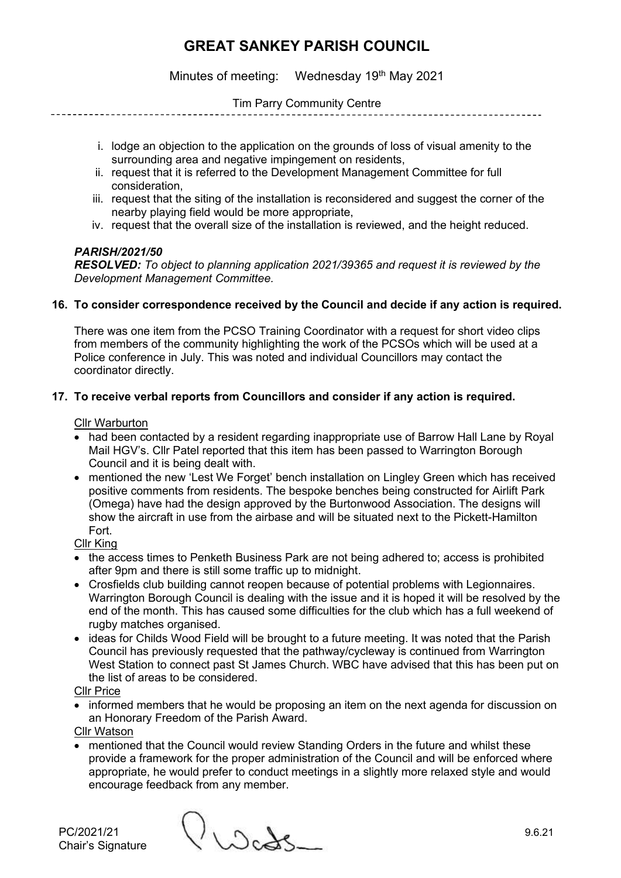- i. lodge an objection to the application on the grounds of loss of visual amenity to the surrounding area and negative impingement on residents,
- ii. request that it is referred to the Development Management Committee for full consideration,
- iii. request that the siting of the installation is reconsidered and suggest the corner of the nearby playing field would be more appropriate,
- iv. request that the overall size of the installation is reviewed, and the height reduced.

***PARISH/2021/50***

***RESOLVED:*** *To object to planning application 2021/39365 and request it is reviewed by the Development Management Committee.*

**16. To consider correspondence received by the Council and decide if any action is required.**

There was one item from the PCSO Training Coordinator with a request for short video clips from members of the community highlighting the work of the PCSOs which will be used at a Police conference in July. This was noted and individual Councillors may contact the coordinator directly.

**17. To receive verbal reports from Councillors and consider if any action is required.**

Cllr Warburton

- had been contacted by a resident regarding inappropriate use of Barrow Hall Lane by Royal Mail HGV's. Cllr Patel reported that this item has been passed to Warrington Borough Council and it is being dealt with.
- mentioned the new 'Lest We Forget' bench installation on Lingley Green which has received positive comments from residents. The bespoke benches being constructed for Airlift Park (Omega) have had the design approved by the Burtonwood Association. The designs will show the aircraft in use from the airbase and will be situated next to the Pickett-Hamilton Fort.

Cllr King

- the access times to Penketh Business Park are not being adhered to; access is prohibited after 9pm and there is still some traffic up to midnight.
- Crosfields club building cannot reopen because of potential problems with Legionnaires. Warrington Borough Council is dealing with the issue and it is hoped it will be resolved by the end of the month. This has caused some difficulties for the club which has a full weekend of rugby matches organised.
- ideas for Childs Wood Field will be brought to a future meeting. It was noted that the Parish Council has previously requested that the pathway/cycleway is continued from Warrington West Station to connect past St James Church. WBC have advised that this has been put on the list of areas to be considered.

Cllr Price

- informed members that he would be proposing an item on the next agenda for discussion on an Honorary Freedom of the Parish Award.

Cllr Watson

- mentioned that the Council would review Standing Orders in the future and whilst these provide a framework for the proper administration of the Council and will be enforced where appropriate, he would prefer to conduct meetings in a slightly more relaxed style and would encourage feedback from any member.

PC/2021/21
Chair's Signature

9.6.21